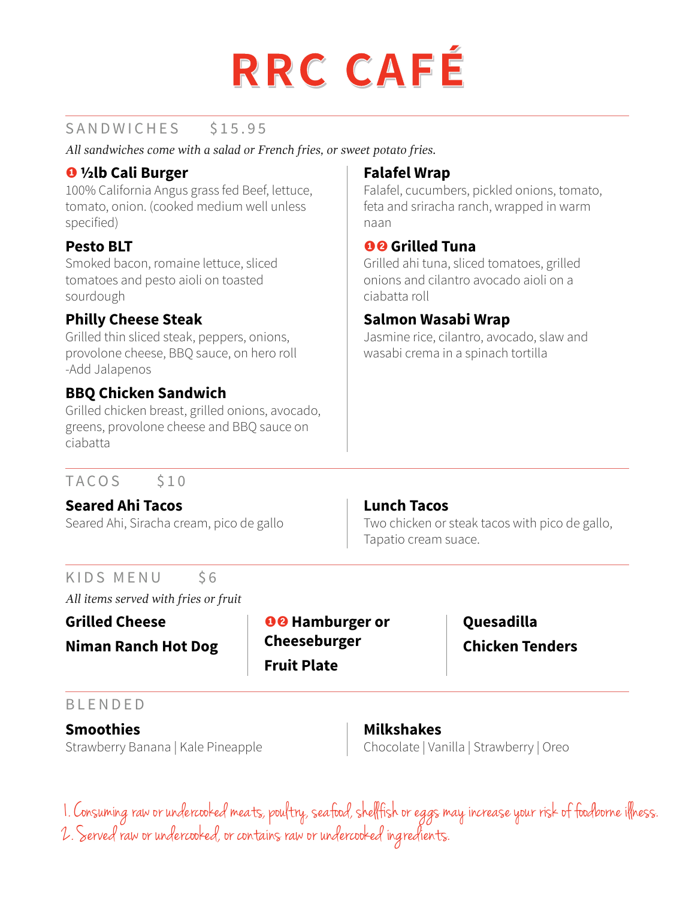# RRC CAFÉ

## SANDWICHES $15.95

*All sandwiches come with a salad or French fries, or sweet potato fries.*

**[1] ½lb Cali Burger**
100% California Angus grass fed Beef, lettuce, tomato, onion. (cooked medium well unless specified)

**Pesto BLT**
Smoked bacon, romaine lettuce, sliced tomatoes and pesto aioli on toasted sourdough

**Philly Cheese Steak**
Grilled thin sliced steak, peppers, onions, provolone cheese, BBQ sauce, on hero roll
-Add Jalapenos

**BBQ Chicken Sandwich**
Grilled chicken breast, grilled onions, avocado, greens, provolone cheese and BBQ sauce on ciabatta

**Falafel Wrap**
Falafel, cucumbers, pickled onions, tomato, feta and sriracha ranch, wrapped in warm naan

**[1] [2] Grilled Tuna**
Grilled ahi tuna, sliced tomatoes, grilled onions and cilantro avocado aioli on a ciabatta roll

**Salmon Wasabi Wrap**
Jasmine rice, cilantro, avocado, slaw and wasabi crema in a spinach tortilla

## TACOS $10

**Seared Ahi Tacos**
Seared Ahi, Siracha cream, pico de gallo

**Lunch Tacos**
Two chicken or steak tacos with pico de gallo, Tapatio cream suace.

## KIDS MENU $6

*All items served with fries or fruit*

**Grilled Cheese**

**Niman Ranch Hot Dog**

**[1] [2] Hamburger or Cheeseburger**

**Fruit Plate**

**Quesadilla**

**Chicken Tenders**

## BLENDED

**Smoothies**
Strawberry Banana | Kale Pineapple

**Milkshakes**
Chocolate | Vanilla | Strawberry | Oreo

1. Consuming raw or undercooked meats, poultry, seafood, shellfish or eggs may increase your risk of foodborne illness.
2. Served raw or undercooked, or contains raw or undercooked ingredients.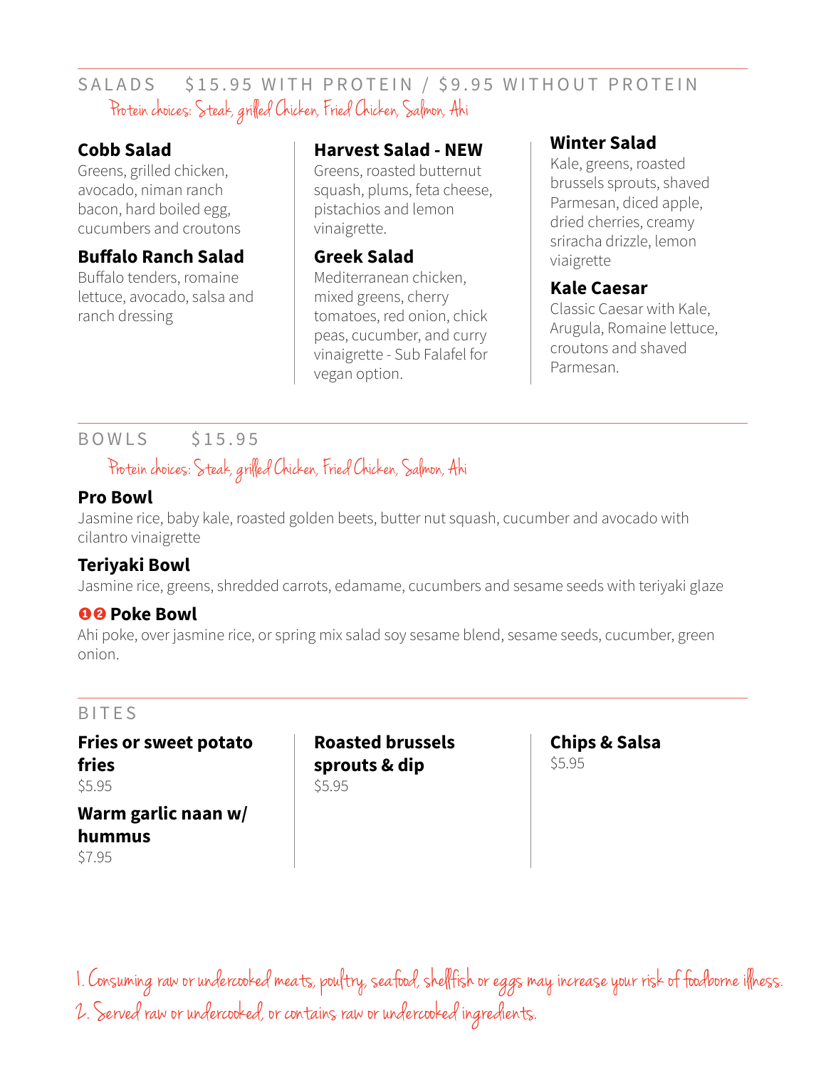## SALADS $15.95 WITH PROTEIN / $9.95 WITHOUT PROTEIN

*Protein choices: Steak, grilled Chicken, Fried Chicken, Salmon, Ahi*

### Cobb Salad
Greens, grilled chicken, avocado, niman ranch bacon, hard boiled egg, cucumbers and croutons

### Buffalo Ranch Salad
Buffalo tenders, romaine lettuce, avocado, salsa and ranch dressing

### Harvest Salad - NEW
Greens, roasted butternut squash, plums, feta cheese, pistachios and lemon vinaigrette.

### Greek Salad
Mediterranean chicken, mixed greens, cherry tomatoes, red onion, chick peas, cucumber, and curry vinaigrette - Sub Falafel for vegan option.

### Winter Salad
Kale, greens, roasted brussels sprouts, shaved Parmesan, diced apple, dried cherries, creamy sriracha drizzle, lemon viaigrette

### Kale Caesar
Classic Caesar with Kale, Arugula, Romaine lettuce, croutons and shaved Parmesan.

## BOWLS $15.95

*Protein choices: Steak, grilled Chicken, Fried Chicken, Salmon, Ahi*

### Pro Bowl
Jasmine rice, baby kale, roasted golden beets, butter nut squash, cucumber and avocado with cilantro vinaigrette

### Teriyaki Bowl
Jasmine rice, greens, shredded carrots, edamame, cucumbers and sesame seeds with teriyaki glaze

### [1] [2] Poke Bowl
Ahi poke, over jasmine rice, or spring mix salad soy sesame blend, sesame seeds, cucumber, green onion.

## BITES

### Fries or sweet potato fries
$5.95

### Warm garlic naan w/ hummus
$7.95

### Roasted brussels sprouts & dip
$5.95

### Chips & Salsa
$5.95

1. Consuming raw or undercooked meats, poultry, seafood, shellfish or eggs may increase your risk of foodborne illness.
2. Served raw or undercooked, or contains raw or undercooked ingredients.